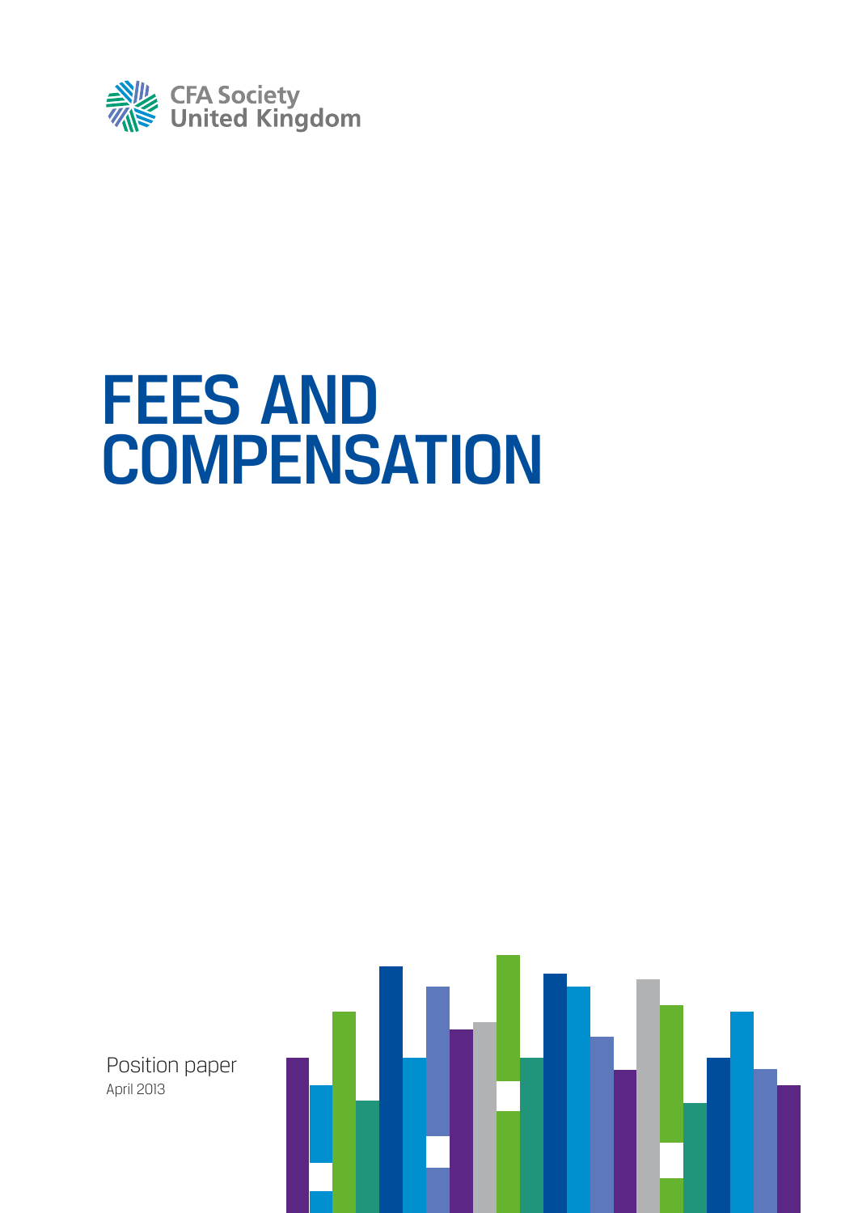CFA Society United Kingdom

# FEES AND COMPENSATION

Position paper

April 2013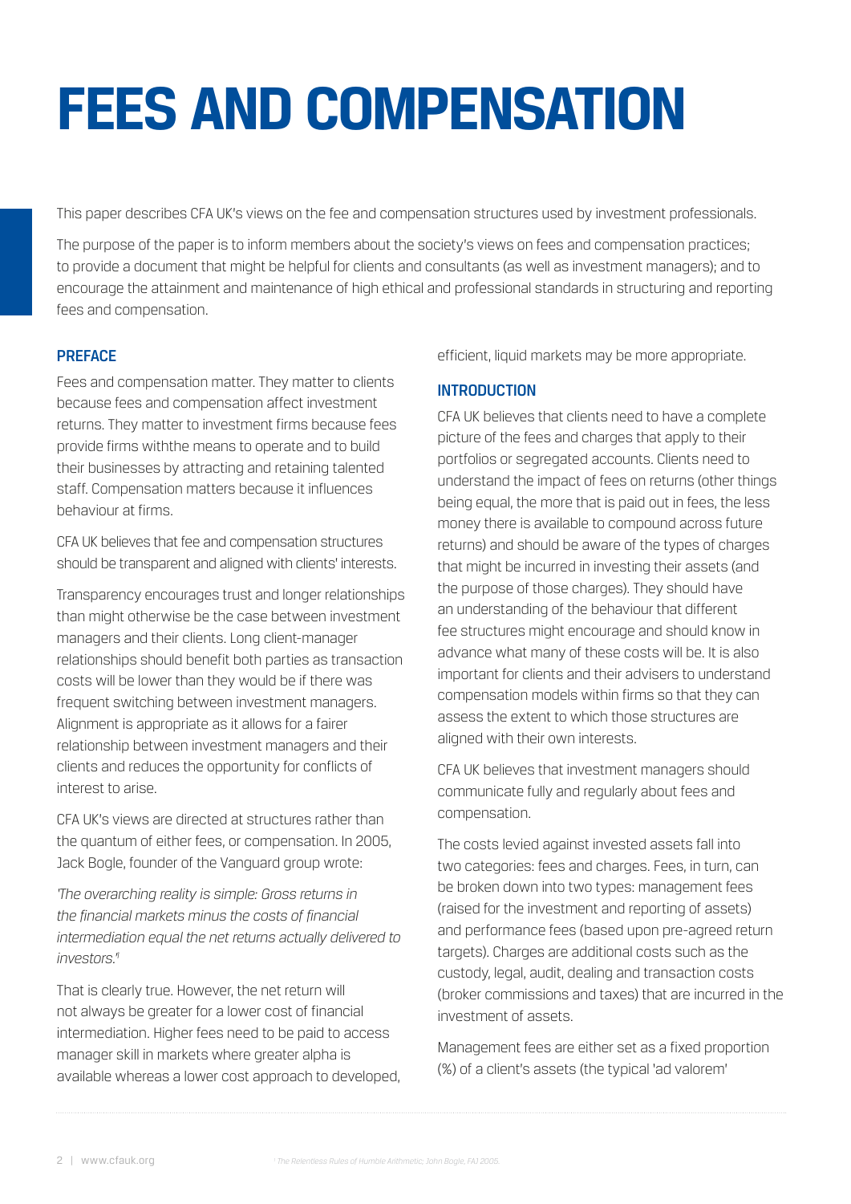# FEES AND COMPENSATION

This paper describes CFA UK's views on the fee and compensation structures used by investment professionals.

The purpose of the paper is to inform members about the society's views on fees and compensation practices; to provide a document that might be helpful for clients and consultants (as well as investment managers); and to encourage the attainment and maintenance of high ethical and professional standards in structuring and reporting fees and compensation.

## PREFACE

Fees and compensation matter. They matter to clients because fees and compensation affect investment returns. They matter to investment firms because fees provide firms withthe means to operate and to build their businesses by attracting and retaining talented staff. Compensation matters because it influences behaviour at firms.

CFA UK believes that fee and compensation structures should be transparent and aligned with clients' interests.

Transparency encourages trust and longer relationships than might otherwise be the case between investment managers and their clients. Long client-manager relationships should benefit both parties as transaction costs will be lower than they would be if there was frequent switching between investment managers. Alignment is appropriate as it allows for a fairer relationship between investment managers and their clients and reduces the opportunity for conflicts of interest to arise.

CFA UK's views are directed at structures rather than the quantum of either fees, or compensation. In 2005, Jack Bogle, founder of the Vanguard group wrote:

*'The overarching reality is simple: Gross returns in the financial markets minus the costs of financial intermediation equal the net returns actually delivered to investors.'*[1]

That is clearly true. However, the net return will not always be greater for a lower cost of financial intermediation. Higher fees need to be paid to access manager skill in markets where greater alpha is available whereas a lower cost approach to developed, efficient, liquid markets may be more appropriate.

## INTRODUCTION

CFA UK believes that clients need to have a complete picture of the fees and charges that apply to their portfolios or segregated accounts. Clients need to understand the impact of fees on returns (other things being equal, the more that is paid out in fees, the less money there is available to compound across future returns) and should be aware of the types of charges that might be incurred in investing their assets (and the purpose of those charges). They should have an understanding of the behaviour that different fee structures might encourage and should know in advance what many of these costs will be. It is also important for clients and their advisers to understand compensation models within firms so that they can assess the extent to which those structures are aligned with their own interests.

CFA UK believes that investment managers should communicate fully and regularly about fees and compensation.

The costs levied against invested assets fall into two categories: fees and charges. Fees, in turn, can be broken down into two types: management fees (raised for the investment and reporting of assets) and performance fees (based upon pre-agreed return targets). Charges are additional costs such as the custody, legal, audit, dealing and transaction costs (broker commissions and taxes) that are incurred in the investment of assets.

Management fees are either set as a fixed proportion (%) of a client's assets (the typical 'ad valorem'

[1] *The Relentless Rules of Humble Arithmetic; John Bogle, FAJ 2005.*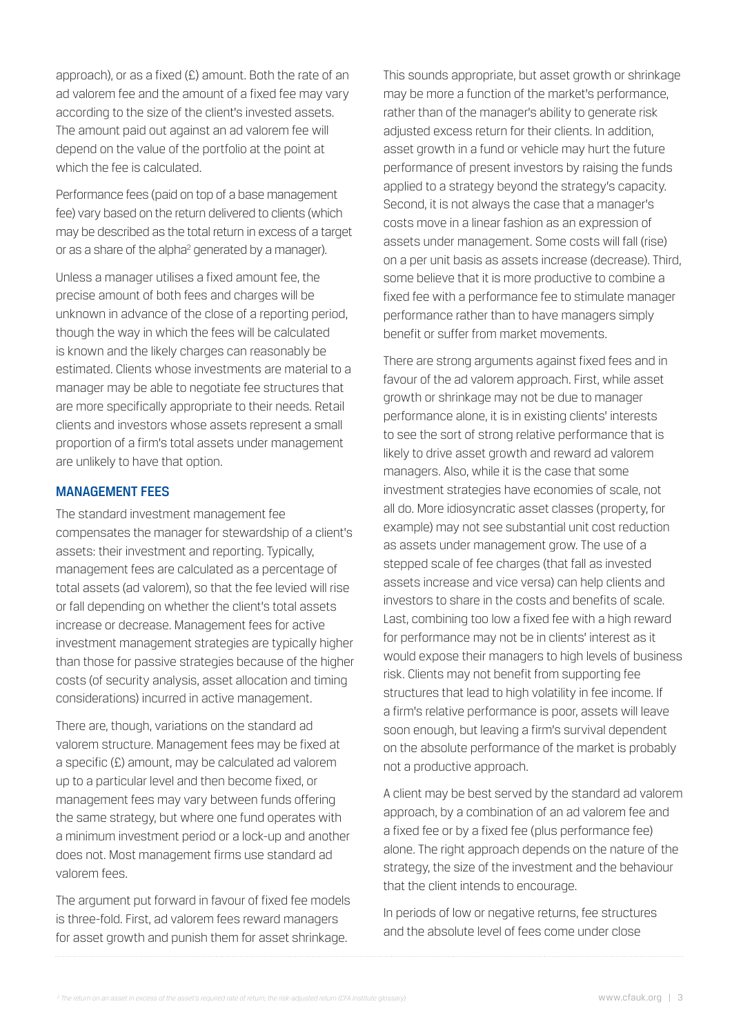approach), or as a fixed (£) amount. Both the rate of an ad valorem fee and the amount of a fixed fee may vary according to the size of the client's invested assets. The amount paid out against an ad valorem fee will depend on the value of the portfolio at the point at which the fee is calculated.

Performance fees (paid on top of a base management fee) vary based on the return delivered to clients (which may be described as the total return in excess of a target or as a share of the alpha[2] generated by a manager).

Unless a manager utilises a fixed amount fee, the precise amount of both fees and charges will be unknown in advance of the close of a reporting period, though the way in which the fees will be calculated is known and the likely charges can reasonably be estimated. Clients whose investments are material to a manager may be able to negotiate fee structures that are more specifically appropriate to their needs. Retail clients and investors whose assets represent a small proportion of a firm's total assets under management are unlikely to have that option.

## MANAGEMENT FEES

The standard investment management fee compensates the manager for stewardship of a client's assets: their investment and reporting. Typically, management fees are calculated as a percentage of total assets (ad valorem), so that the fee levied will rise or fall depending on whether the client's total assets increase or decrease. Management fees for active investment management strategies are typically higher than those for passive strategies because of the higher costs (of security analysis, asset allocation and timing considerations) incurred in active management.

There are, though, variations on the standard ad valorem structure. Management fees may be fixed at a specific (£) amount, may be calculated ad valorem up to a particular level and then become fixed, or management fees may vary between funds offering the same strategy, but where one fund operates with a minimum investment period or a lock-up and another does not. Most management firms use standard ad valorem fees.

The argument put forward in favour of fixed fee models is three-fold. First, ad valorem fees reward managers for asset growth and punish them for asset shrinkage. This sounds appropriate, but asset growth or shrinkage may be more a function of the market's performance, rather than of the manager's ability to generate risk adjusted excess return for their clients. In addition, asset growth in a fund or vehicle may hurt the future performance of present investors by raising the funds applied to a strategy beyond the strategy's capacity. Second, it is not always the case that a manager's costs move in a linear fashion as an expression of assets under management. Some costs will fall (rise) on a per unit basis as assets increase (decrease). Third, some believe that it is more productive to combine a fixed fee with a performance fee to stimulate manager performance rather than to have managers simply benefit or suffer from market movements.

There are strong arguments against fixed fees and in favour of the ad valorem approach. First, while asset growth or shrinkage may not be due to manager performance alone, it is in existing clients' interests to see the sort of strong relative performance that is likely to drive asset growth and reward ad valorem managers. Also, while it is the case that some investment strategies have economies of scale, not all do. More idiosyncratic asset classes (property, for example) may not see substantial unit cost reduction as assets under management grow. The use of a stepped scale of fee charges (that fall as invested assets increase and vice versa) can help clients and investors to share in the costs and benefits of scale. Last, combining too low a fixed fee with a high reward for performance may not be in clients' interest as it would expose their managers to high levels of business risk. Clients may not benefit from supporting fee structures that lead to high volatility in fee income. If a firm's relative performance is poor, assets will leave soon enough, but leaving a firm's survival dependent on the absolute performance of the market is probably not a productive approach.

A client may be best served by the standard ad valorem approach, by a combination of an ad valorem fee and a fixed fee or by a fixed fee (plus performance fee) alone. The right approach depends on the nature of the strategy, the size of the investment and the behaviour that the client intends to encourage.

In periods of low or negative returns, fee structures and the absolute level of fees come under close

[2] The return on an asset in excess of the asset's required rate of return; the risk-adjusted return (CFA Institute glossary)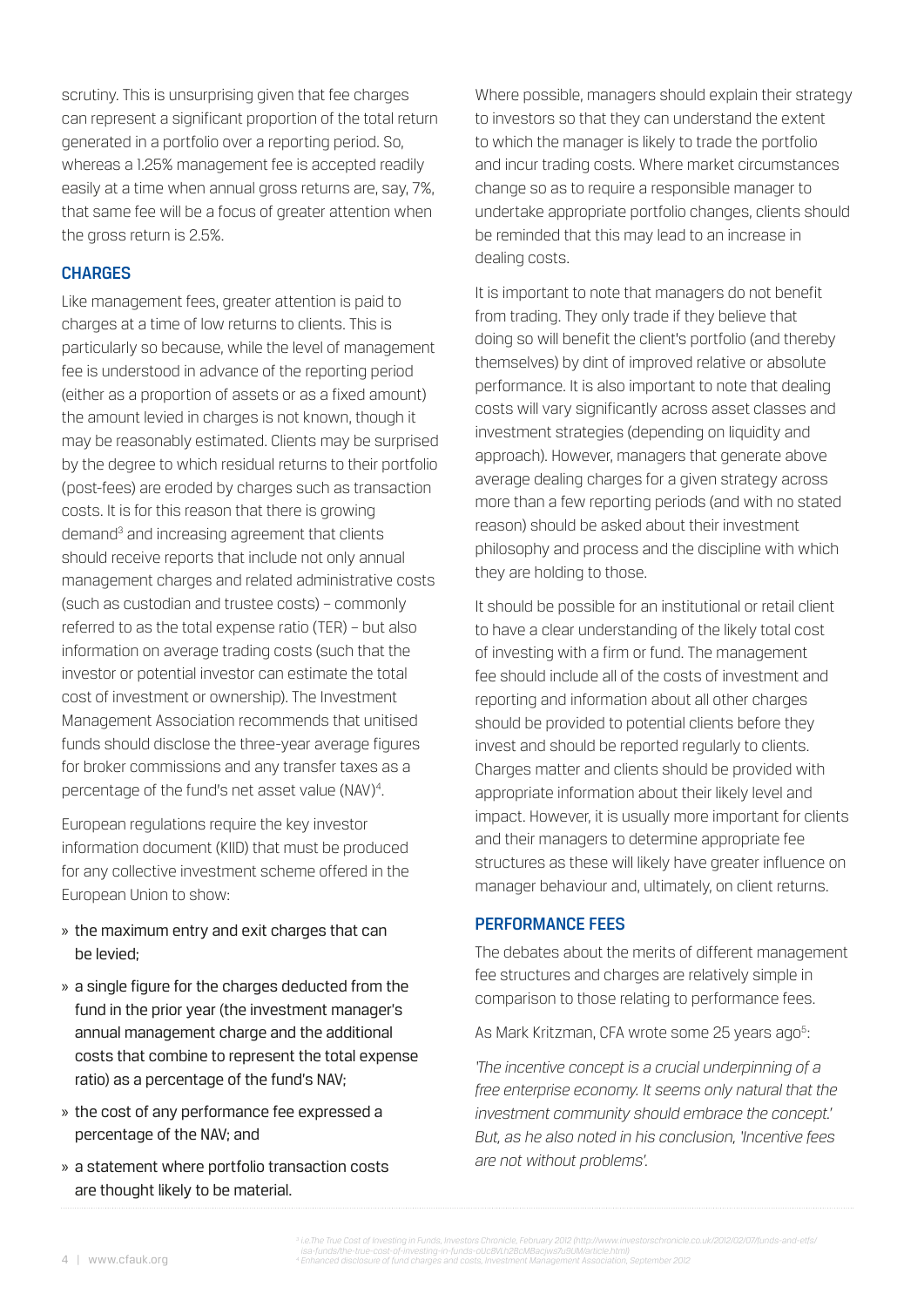scrutiny. This is unsurprising given that fee charges can represent a significant proportion of the total return generated in a portfolio over a reporting period. So, whereas a 1.25% management fee is accepted readily easily at a time when annual gross returns are, say, 7%, that same fee will be a focus of greater attention when the gross return is 2.5%.

## CHARGES

Like management fees, greater attention is paid to charges at a time of low returns to clients. This is particularly so because, while the level of management fee is understood in advance of the reporting period (either as a proportion of assets or as a fixed amount) the amount levied in charges is not known, though it may be reasonably estimated. Clients may be surprised by the degree to which residual returns to their portfolio (post-fees) are eroded by charges such as transaction costs. It is for this reason that there is growing demand[3] and increasing agreement that clients should receive reports that include not only annual management charges and related administrative costs (such as custodian and trustee costs) – commonly referred to as the total expense ratio (TER) – but also information on average trading costs (such that the investor or potential investor can estimate the total cost of investment or ownership). The Investment Management Association recommends that unitised funds should disclose the three-year average figures for broker commissions and any transfer taxes as a percentage of the fund's net asset value (NAV)[4].

European regulations require the key investor information document (KIID) that must be produced for any collective investment scheme offered in the European Union to show:

- the maximum entry and exit charges that can be levied;
- a single figure for the charges deducted from the fund in the prior year (the investment manager's annual management charge and the additional costs that combine to represent the total expense ratio) as a percentage of the fund's NAV;
- the cost of any performance fee expressed a percentage of the NAV; and
- a statement where portfolio transaction costs are thought likely to be material.

Where possible, managers should explain their strategy to investors so that they can understand the extent to which the manager is likely to trade the portfolio and incur trading costs. Where market circumstances change so as to require a responsible manager to undertake appropriate portfolio changes, clients should be reminded that this may lead to an increase in dealing costs.

It is important to note that managers do not benefit from trading. They only trade if they believe that doing so will benefit the client's portfolio (and thereby themselves) by dint of improved relative or absolute performance. It is also important to note that dealing costs will vary significantly across asset classes and investment strategies (depending on liquidity and approach). However, managers that generate above average dealing charges for a given strategy across more than a few reporting periods (and with no stated reason) should be asked about their investment philosophy and process and the discipline with which they are holding to those.

It should be possible for an institutional or retail client to have a clear understanding of the likely total cost of investing with a firm or fund. The management fee should include all of the costs of investment and reporting and information about all other charges should be provided to potential clients before they invest and should be reported regularly to clients. Charges matter and clients should be provided with appropriate information about their likely level and impact. However, it is usually more important for clients and their managers to determine appropriate fee structures as these will likely have greater influence on manager behaviour and, ultimately, on client returns.

## PERFORMANCE FEES

The debates about the merits of different management fee structures and charges are relatively simple in comparison to those relating to performance fees.

As Mark Kritzman, CFA wrote some 25 years ago[5]:

*'The incentive concept is a crucial underpinning of a free enterprise economy. It seems only natural that the investment community should embrace the concept.' But, as he also noted in his conclusion, 'Incentive fees are not without problems'.*

---

[3] i.e.The True Cost of Investing in Funds, Investors Chronicle, February 2012 (http://www.investorschronicle.co.uk/2012/02/07/funds-and-etfs/isa-funds/the-true-cost-of-investing-in-funds-oUcBVLh2BcMBacjws7u9UM/article.html)

[4] Enhanced disclosure of fund charges and costs, Investment Management Association, September 2012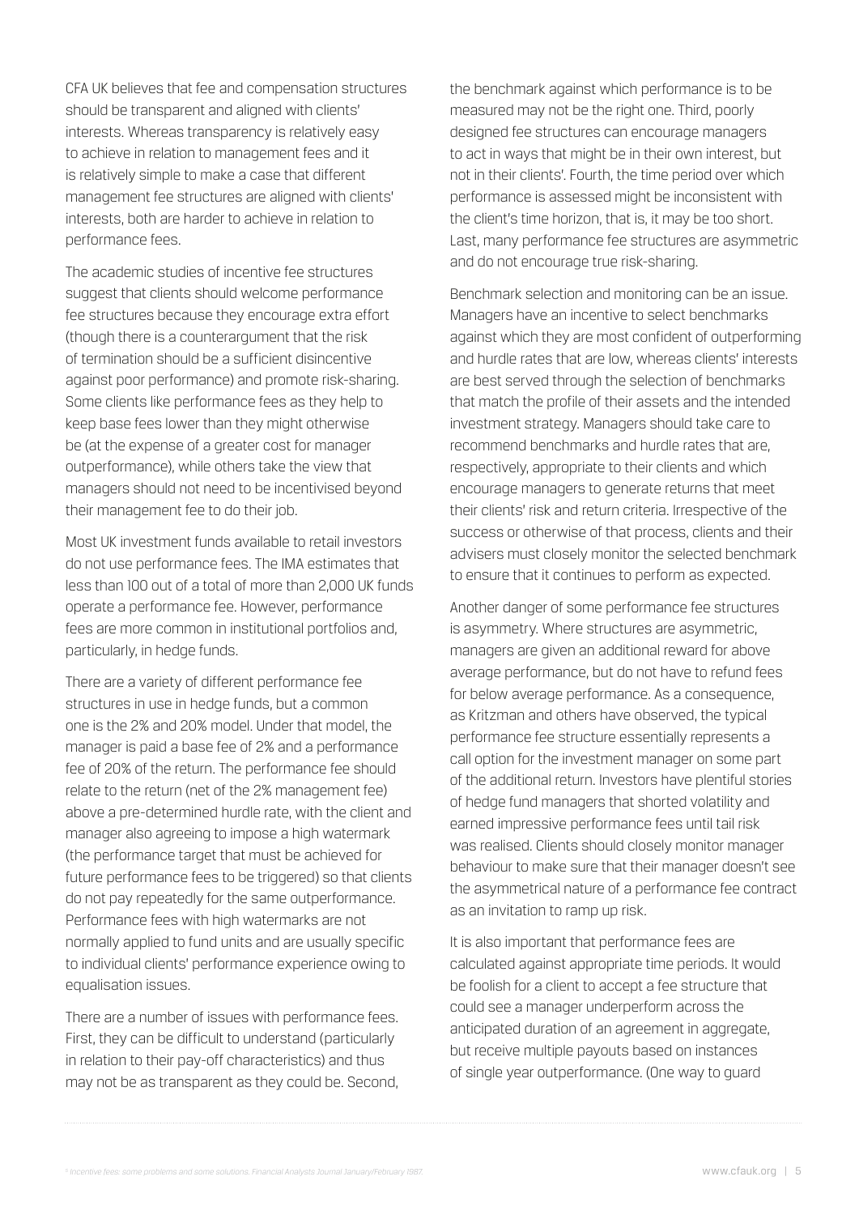CFA UK believes that fee and compensation structures should be transparent and aligned with clients' interests. Whereas transparency is relatively easy to achieve in relation to management fees and it is relatively simple to make a case that different management fee structures are aligned with clients' interests, both are harder to achieve in relation to performance fees.

The academic studies of incentive fee structures suggest that clients should welcome performance fee structures because they encourage extra effort (though there is a counterargument that the risk of termination should be a sufficient disincentive against poor performance) and promote risk-sharing. Some clients like performance fees as they help to keep base fees lower than they might otherwise be (at the expense of a greater cost for manager outperformance), while others take the view that managers should not need to be incentivised beyond their management fee to do their job.

Most UK investment funds available to retail investors do not use performance fees. The IMA estimates that less than 100 out of a total of more than 2,000 UK funds operate a performance fee. However, performance fees are more common in institutional portfolios and, particularly, in hedge funds.

There are a variety of different performance fee structures in use in hedge funds, but a common one is the 2% and 20% model. Under that model, the manager is paid a base fee of 2% and a performance fee of 20% of the return. The performance fee should relate to the return (net of the 2% management fee) above a pre-determined hurdle rate, with the client and manager also agreeing to impose a high watermark (the performance target that must be achieved for future performance fees to be triggered) so that clients do not pay repeatedly for the same outperformance. Performance fees with high watermarks are not normally applied to fund units and are usually specific to individual clients' performance experience owing to equalisation issues.

There are a number of issues with performance fees. First, they can be difficult to understand (particularly in relation to their pay-off characteristics) and thus may not be as transparent as they could be. Second, the benchmark against which performance is to be measured may not be the right one. Third, poorly designed fee structures can encourage managers to act in ways that might be in their own interest, but not in their clients'. Fourth, the time period over which performance is assessed might be inconsistent with the client's time horizon, that is, it may be too short. Last, many performance fee structures are asymmetric and do not encourage true risk-sharing.

Benchmark selection and monitoring can be an issue. Managers have an incentive to select benchmarks against which they are most confident of outperforming and hurdle rates that are low, whereas clients' interests are best served through the selection of benchmarks that match the profile of their assets and the intended investment strategy. Managers should take care to recommend benchmarks and hurdle rates that are, respectively, appropriate to their clients and which encourage managers to generate returns that meet their clients' risk and return criteria. Irrespective of the success or otherwise of that process, clients and their advisers must closely monitor the selected benchmark to ensure that it continues to perform as expected.

Another danger of some performance fee structures is asymmetry. Where structures are asymmetric, managers are given an additional reward for above average performance, but do not have to refund fees for below average performance. As a consequence, as Kritzman and others have observed, the typical performance fee structure essentially represents a call option for the investment manager on some part of the additional return. Investors have plentiful stories of hedge fund managers that shorted volatility and earned impressive performance fees until tail risk was realised. Clients should closely monitor manager behaviour to make sure that their manager doesn't see the asymmetrical nature of a performance fee contract as an invitation to ramp up risk.

It is also important that performance fees are calculated against appropriate time periods. It would be foolish for a client to accept a fee structure that could see a manager underperform across the anticipated duration of an agreement in aggregate, but receive multiple payouts based on instances of single year outperformance. (One way to guard

[2] *Incentive fees: some problems and some solutions, Financial Analysts Journal January/February 1987.*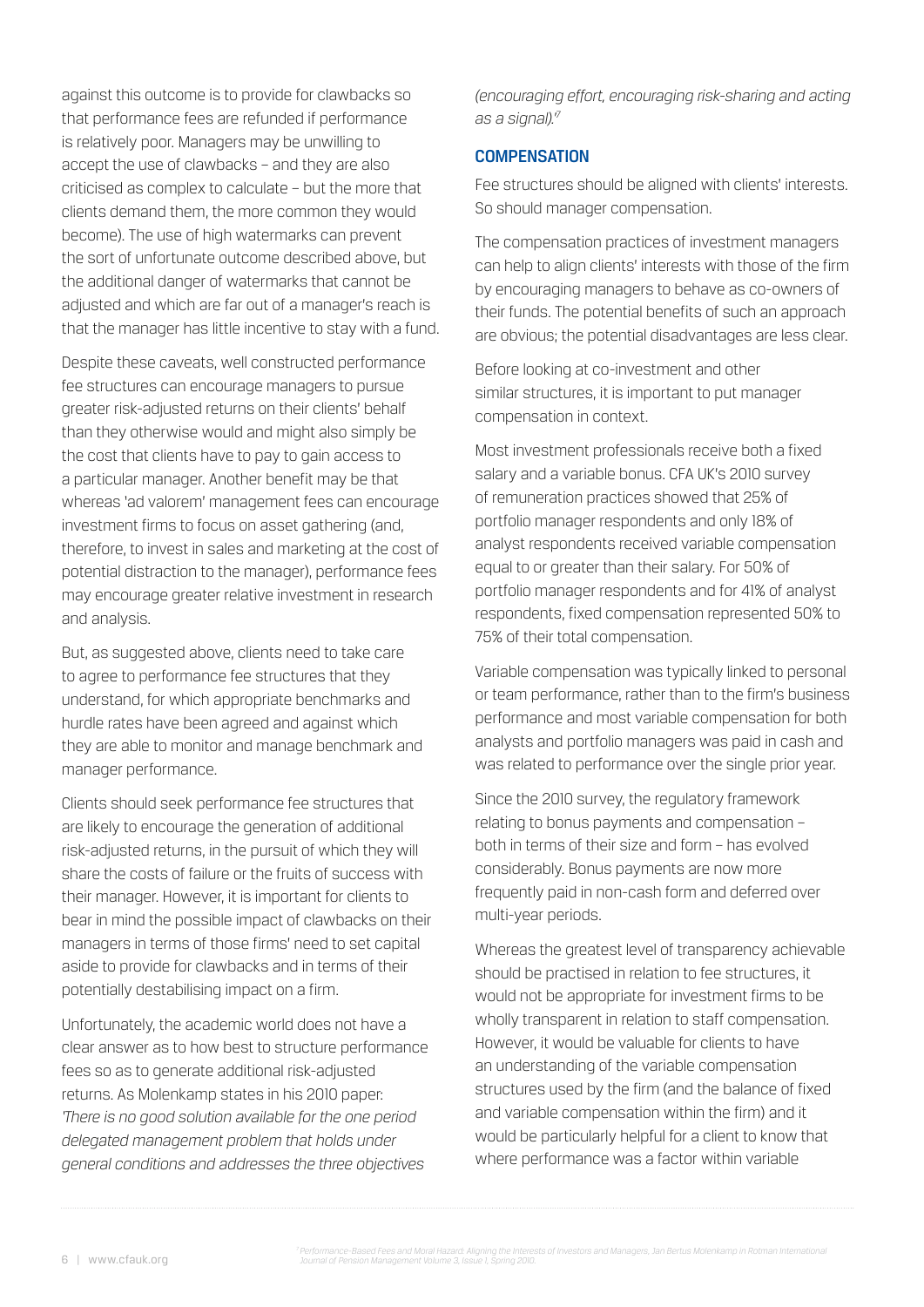against this outcome is to provide for clawbacks so that performance fees are refunded if performance is relatively poor. Managers may be unwilling to accept the use of clawbacks – and they are also criticised as complex to calculate – but the more that clients demand them, the more common they would become). The use of high watermarks can prevent the sort of unfortunate outcome described above, but the additional danger of watermarks that cannot be adjusted and which are far out of a manager's reach is that the manager has little incentive to stay with a fund.

Despite these caveats, well constructed performance fee structures can encourage managers to pursue greater risk-adjusted returns on their clients' behalf than they otherwise would and might also simply be the cost that clients have to pay to gain access to a particular manager. Another benefit may be that whereas 'ad valorem' management fees can encourage investment firms to focus on asset gathering (and, therefore, to invest in sales and marketing at the cost of potential distraction to the manager), performance fees may encourage greater relative investment in research and analysis.

But, as suggested above, clients need to take care to agree to performance fee structures that they understand, for which appropriate benchmarks and hurdle rates have been agreed and against which they are able to monitor and manage benchmark and manager performance.

Clients should seek performance fee structures that are likely to encourage the generation of additional risk-adjusted returns, in the pursuit of which they will share the costs of failure or the fruits of success with their manager. However, it is important for clients to bear in mind the possible impact of clawbacks on their managers in terms of those firms' need to set capital aside to provide for clawbacks and in terms of their potentially destabilising impact on a firm.

Unfortunately, the academic world does not have a clear answer as to how best to structure performance fees so as to generate additional risk-adjusted returns. As Molenkamp states in his 2010 paper: *'There is no good solution available for the one period delegated management problem that holds under general conditions and addresses the three objectives (encouraging effort, encouraging risk-sharing and acting as a signal).*[7]

## COMPENSATION

Fee structures should be aligned with clients' interests. So should manager compensation.

The compensation practices of investment managers can help to align clients' interests with those of the firm by encouraging managers to behave as co-owners of their funds. The potential benefits of such an approach are obvious; the potential disadvantages are less clear.

Before looking at co-investment and other similar structures, it is important to put manager compensation in context.

Most investment professionals receive both a fixed salary and a variable bonus. CFA UK's 2010 survey of remuneration practices showed that 25% of portfolio manager respondents and only 18% of analyst respondents received variable compensation equal to or greater than their salary. For 50% of portfolio manager respondents and for 41% of analyst respondents, fixed compensation represented 50% to 75% of their total compensation.

Variable compensation was typically linked to personal or team performance, rather than to the firm's business performance and most variable compensation for both analysts and portfolio managers was paid in cash and was related to performance over the single prior year.

Since the 2010 survey, the regulatory framework relating to bonus payments and compensation – both in terms of their size and form – has evolved considerably. Bonus payments are now more frequently paid in non-cash form and deferred over multi-year periods.

Whereas the greatest level of transparency achievable should be practised in relation to fee structures, it would not be appropriate for investment firms to be wholly transparent in relation to staff compensation. However, it would be valuable for clients to have an understanding of the variable compensation structures used by the firm (and the balance of fixed and variable compensation within the firm) and it would be particularly helpful for a client to know that where performance was a factor within variable

[7] *Performance-Based Fees and Moral Hazard: Aligning the Interests of Investors and Managers, Jan Bertus Molenkamp in Rotman International Journal of Pension Management Volume 3, Issue 1, Spring 2010.*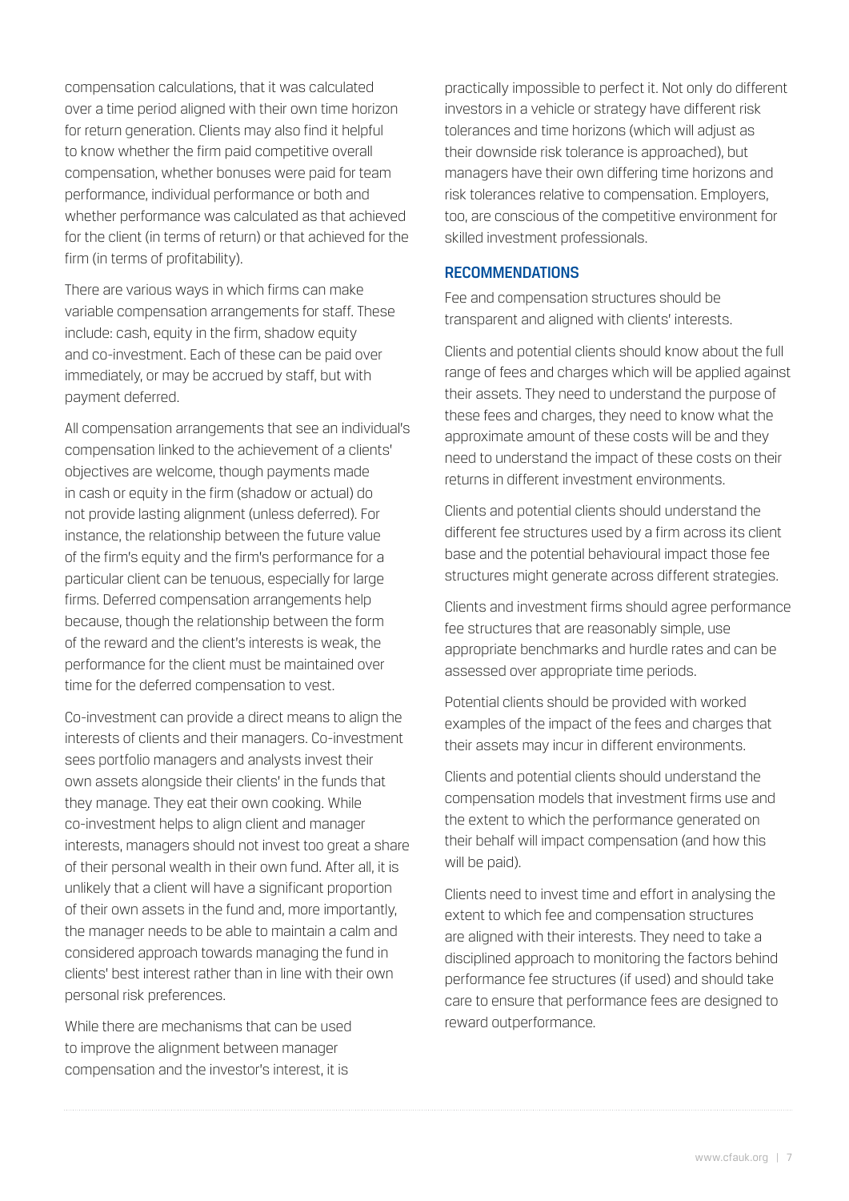compensation calculations, that it was calculated over a time period aligned with their own time horizon for return generation. Clients may also find it helpful to know whether the firm paid competitive overall compensation, whether bonuses were paid for team performance, individual performance or both and whether performance was calculated as that achieved for the client (in terms of return) or that achieved for the firm (in terms of profitability).

There are various ways in which firms can make variable compensation arrangements for staff. These include: cash, equity in the firm, shadow equity and co-investment. Each of these can be paid over immediately, or may be accrued by staff, but with payment deferred.

All compensation arrangements that see an individual's compensation linked to the achievement of a clients' objectives are welcome, though payments made in cash or equity in the firm (shadow or actual) do not provide lasting alignment (unless deferred). For instance, the relationship between the future value of the firm's equity and the firm's performance for a particular client can be tenuous, especially for large firms. Deferred compensation arrangements help because, though the relationship between the form of the reward and the client's interests is weak, the performance for the client must be maintained over time for the deferred compensation to vest.

Co-investment can provide a direct means to align the interests of clients and their managers. Co-investment sees portfolio managers and analysts invest their own assets alongside their clients' in the funds that they manage. They eat their own cooking. While co-investment helps to align client and manager interests, managers should not invest too great a share of their personal wealth in their own fund. After all, it is unlikely that a client will have a significant proportion of their own assets in the fund and, more importantly, the manager needs to be able to maintain a calm and considered approach towards managing the fund in clients' best interest rather than in line with their own personal risk preferences.

While there are mechanisms that can be used to improve the alignment between manager compensation and the investor's interest, it is practically impossible to perfect it. Not only do different investors in a vehicle or strategy have different risk tolerances and time horizons (which will adjust as their downside risk tolerance is approached), but managers have their own differing time horizons and risk tolerances relative to compensation. Employers, too, are conscious of the competitive environment for skilled investment professionals.

## RECOMMENDATIONS

Fee and compensation structures should be transparent and aligned with clients' interests.

Clients and potential clients should know about the full range of fees and charges which will be applied against their assets. They need to understand the purpose of these fees and charges, they need to know what the approximate amount of these costs will be and they need to understand the impact of these costs on their returns in different investment environments.

Clients and potential clients should understand the different fee structures used by a firm across its client base and the potential behavioural impact those fee structures might generate across different strategies.

Clients and investment firms should agree performance fee structures that are reasonably simple, use appropriate benchmarks and hurdle rates and can be assessed over appropriate time periods.

Potential clients should be provided with worked examples of the impact of the fees and charges that their assets may incur in different environments.

Clients and potential clients should understand the compensation models that investment firms use and the extent to which the performance generated on their behalf will impact compensation (and how this will be paid).

Clients need to invest time and effort in analysing the extent to which fee and compensation structures are aligned with their interests. They need to take a disciplined approach to monitoring the factors behind performance fee structures (if used) and should take care to ensure that performance fees are designed to reward outperformance.